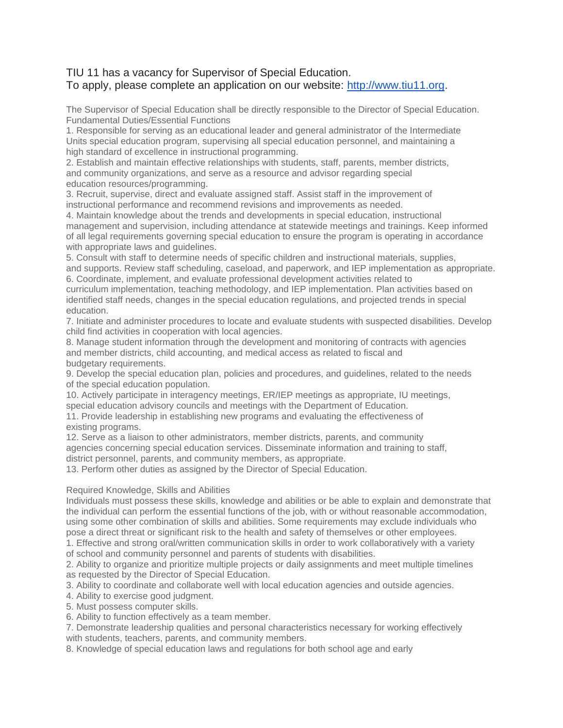TIU 11 has a vacancy for Supervisor of Special Education.
To apply, please complete an application on our website: [http://www.tiu11.org](http://www.tiu11.org).

The Supervisor of Special Education shall be directly responsible to the Director of Special Education.

Fundamental Duties/Essential Functions

1. Responsible for serving as an educational leader and general administrator of the Intermediate Units special education program, supervising all special education personnel, and maintaining a high standard of excellence in instructional programming.
2. Establish and maintain effective relationships with students, staff, parents, member districts, and community organizations, and serve as a resource and advisor regarding special education resources/programming.
3. Recruit, supervise, direct and evaluate assigned staff. Assist staff in the improvement of instructional performance and recommend revisions and improvements as needed.
4. Maintain knowledge about the trends and developments in special education, instructional management and supervision, including attendance at statewide meetings and trainings. Keep informed of all legal requirements governing special education to ensure the program is operating in accordance with appropriate laws and guidelines.
5. Consult with staff to determine needs of specific children and instructional materials, supplies, and supports. Review staff scheduling, caseload, and paperwork, and IEP implementation as appropriate.
6. Coordinate, implement, and evaluate professional development activities related to curriculum implementation, teaching methodology, and IEP implementation. Plan activities based on identified staff needs, changes in the special education regulations, and projected trends in special education.
7. Initiate and administer procedures to locate and evaluate students with suspected disabilities. Develop child find activities in cooperation with local agencies.
8. Manage student information through the development and monitoring of contracts with agencies and member districts, child accounting, and medical access as related to fiscal and budgetary requirements.
9. Develop the special education plan, policies and procedures, and guidelines, related to the needs of the special education population.
10. Actively participate in interagency meetings, ER/IEP meetings as appropriate, IU meetings, special education advisory councils and meetings with the Department of Education.
11. Provide leadership in establishing new programs and evaluating the effectiveness of existing programs.
12. Serve as a liaison to other administrators, member districts, parents, and community agencies concerning special education services. Disseminate information and training to staff, district personnel, parents, and community members, as appropriate.
13. Perform other duties as assigned by the Director of Special Education.

Required Knowledge, Skills and Abilities

Individuals must possess these skills, knowledge and abilities or be able to explain and demonstrate that the individual can perform the essential functions of the job, with or without reasonable accommodation, using some other combination of skills and abilities. Some requirements may exclude individuals who pose a direct threat or significant risk to the health and safety of themselves or other employees.

1. Effective and strong oral/written communication skills in order to work collaboratively with a variety of school and community personnel and parents of students with disabilities.
2. Ability to organize and prioritize multiple projects or daily assignments and meet multiple timelines as requested by the Director of Special Education.
3. Ability to coordinate and collaborate well with local education agencies and outside agencies.
4. Ability to exercise good judgment.
5. Must possess computer skills.
6. Ability to function effectively as a team member.
7. Demonstrate leadership qualities and personal characteristics necessary for working effectively with students, teachers, parents, and community members.
8. Knowledge of special education laws and regulations for both school age and early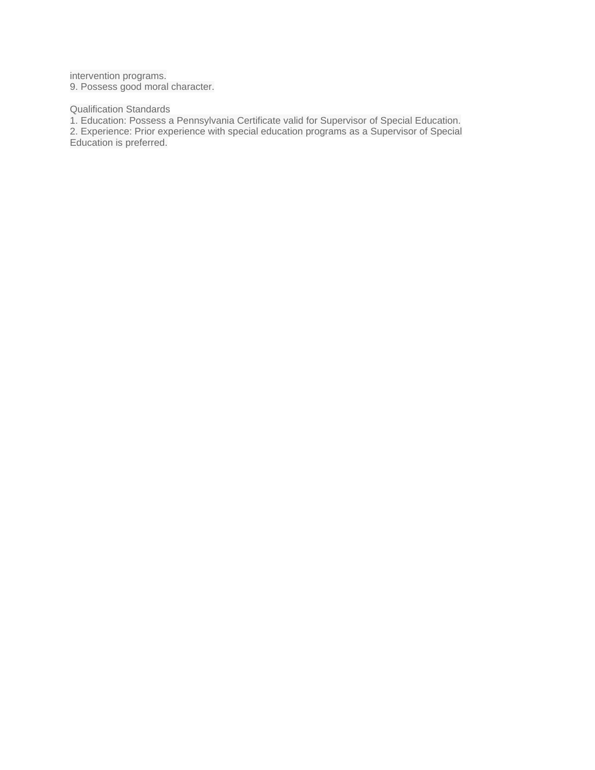intervention programs.

9. Possess good moral character.

## Qualification Standards

1. Education: Possess a Pennsylvania Certificate valid for Supervisor of Special Education.
2. Experience: Prior experience with special education programs as a Supervisor of Special Education is preferred.